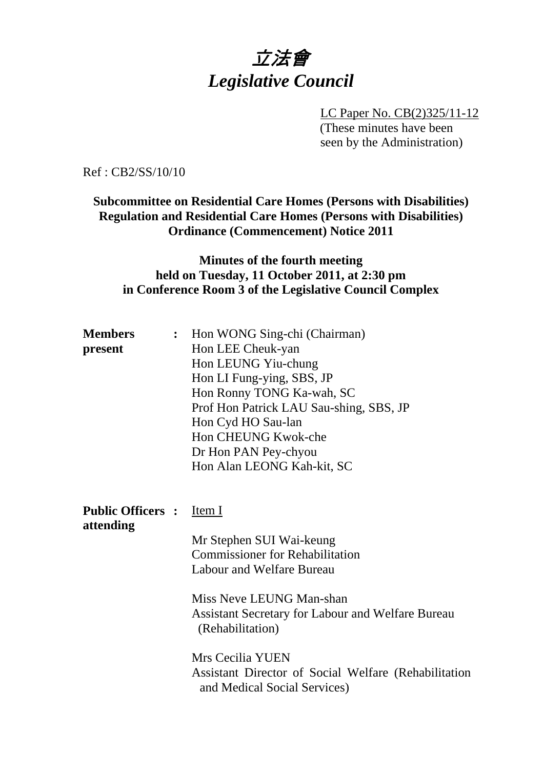# 立法會
# *Legislative Council*

LC Paper No. CB(2)325/11-12
(These minutes have been seen by the Administration)

Ref : CB2/SS/10/10

**Subcommittee on Residential Care Homes (Persons with Disabilities) Regulation and Residential Care Homes (Persons with Disabilities) Ordinance (Commencement) Notice 2011**

**Minutes of the fourth meeting held on Tuesday, 11 October 2011, at 2:30 pm in Conference Room 3 of the Legislative Council Complex**

**Members present** : Hon WONG Sing-chi (Chairman)
Hon LEE Cheuk-yan
Hon LEUNG Yiu-chung
Hon LI Fung-ying, SBS, JP
Hon Ronny TONG Ka-wah, SC
Prof Hon Patrick LAU Sau-shing, SBS, JP
Hon Cyd HO Sau-lan
Hon CHEUNG Kwok-che
Dr Hon PAN Pey-chyou
Hon Alan LEONG Kah-kit, SC

**Public Officers attending** : Item I

Mr Stephen SUI Wai-keung
Commissioner for Rehabilitation
Labour and Welfare Bureau

Miss Neve LEUNG Man-shan
Assistant Secretary for Labour and Welfare Bureau (Rehabilitation)

Mrs Cecilia YUEN
Assistant Director of Social Welfare (Rehabilitation and Medical Social Services)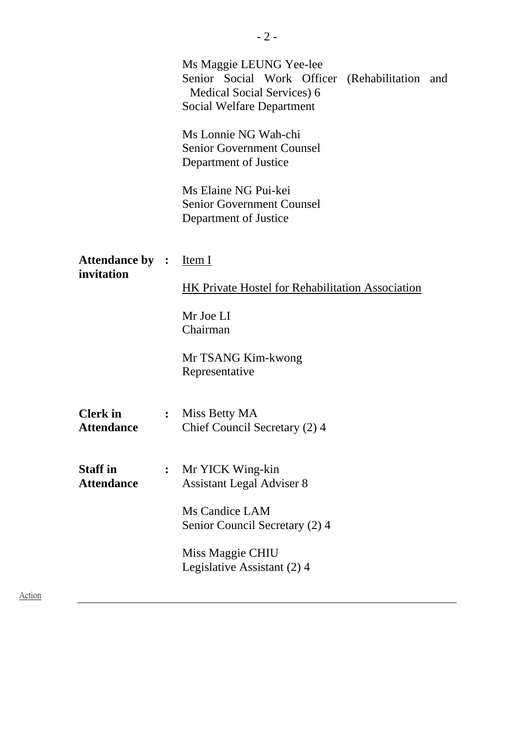Ms Maggie LEUNG Yee-lee
Senior Social Work Officer (Rehabilitation and Medical Social Services) 6
Social Welfare Department

Ms Lonnie NG Wah-chi
Senior Government Counsel
Department of Justice

Ms Elaine NG Pui-kei
Senior Government Counsel
Department of Justice

**Attendance by invitation** : Item I

HK Private Hostel for Rehabilitation Association

Mr Joe LI
Chairman

Mr TSANG Kim-kwong
Representative

**Clerk in Attendance** : Miss Betty MA
Chief Council Secretary (2) 4

**Staff in Attendance** : Mr YICK Wing-kin
Assistant Legal Adviser 8

Ms Candice LAM
Senior Council Secretary (2) 4

Miss Maggie CHIU
Legislative Assistant (2) 4

Action

---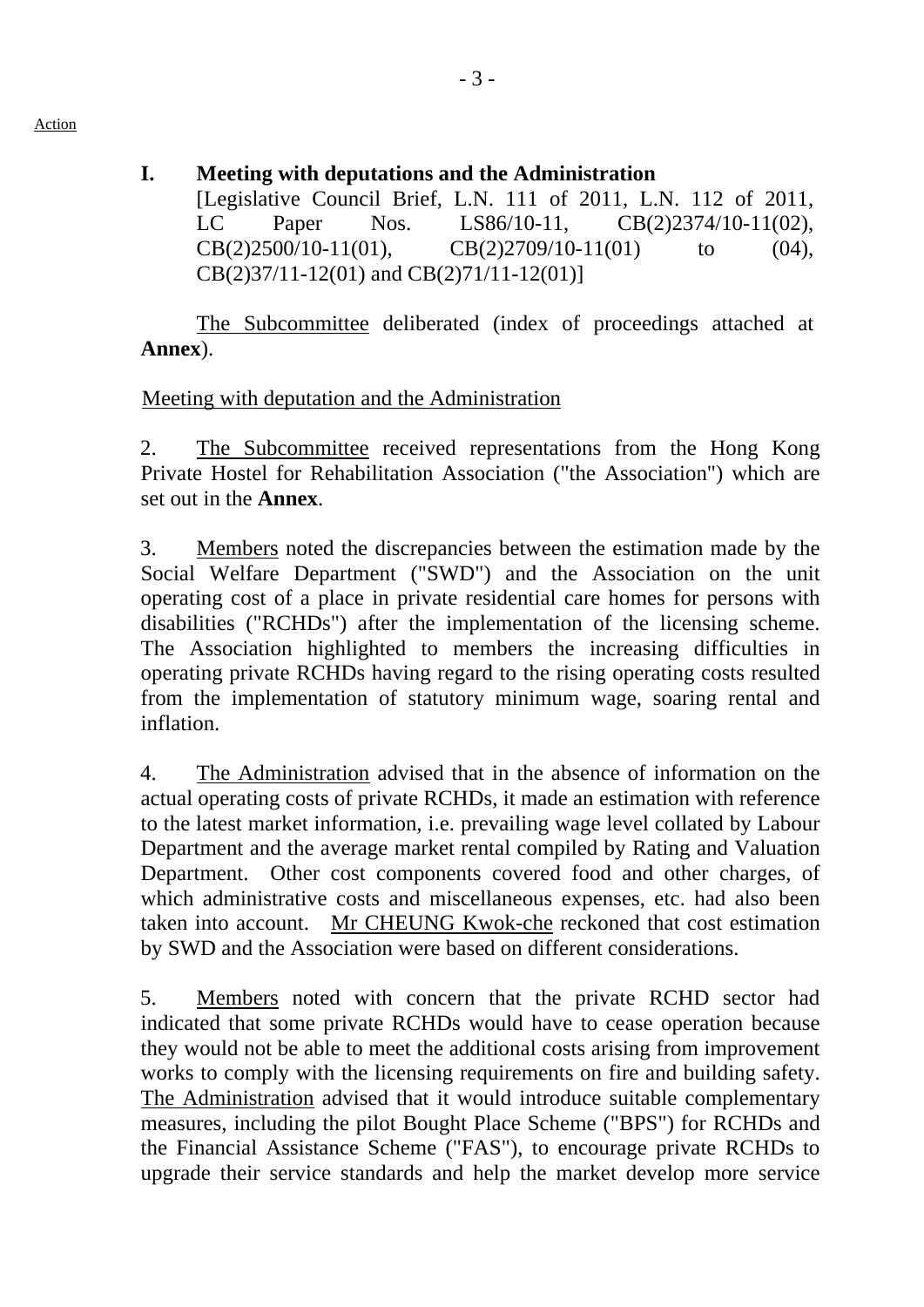Action

## I. Meeting with deputations and the Administration

[Legislative Council Brief, L.N. 111 of 2011, L.N. 112 of 2011, LC Paper Nos. LS86/10-11, CB(2)2374/10-11(02), CB(2)2500/10-11(01), CB(2)2709/10-11(01) to (04), CB(2)37/11-12(01) and CB(2)71/11-12(01)]

The Subcommittee deliberated (index of proceedings attached at **Annex**).

Meeting with deputation and the Administration

2. The Subcommittee received representations from the Hong Kong Private Hostel for Rehabilitation Association ("the Association") which are set out in the **Annex**.

3. Members noted the discrepancies between the estimation made by the Social Welfare Department ("SWD") and the Association on the unit operating cost of a place in private residential care homes for persons with disabilities ("RCHDs") after the implementation of the licensing scheme. The Association highlighted to members the increasing difficulties in operating private RCHDs having regard to the rising operating costs resulted from the implementation of statutory minimum wage, soaring rental and inflation.

4. The Administration advised that in the absence of information on the actual operating costs of private RCHDs, it made an estimation with reference to the latest market information, i.e. prevailing wage level collated by Labour Department and the average market rental compiled by Rating and Valuation Department. Other cost components covered food and other charges, of which administrative costs and miscellaneous expenses, etc. had also been taken into account. Mr CHEUNG Kwok-che reckoned that cost estimation by SWD and the Association were based on different considerations.

5. Members noted with concern that the private RCHD sector had indicated that some private RCHDs would have to cease operation because they would not be able to meet the additional costs arising from improvement works to comply with the licensing requirements on fire and building safety. The Administration advised that it would introduce suitable complementary measures, including the pilot Bought Place Scheme ("BPS") for RCHDs and the Financial Assistance Scheme ("FAS"), to encourage private RCHDs to upgrade their service standards and help the market develop more service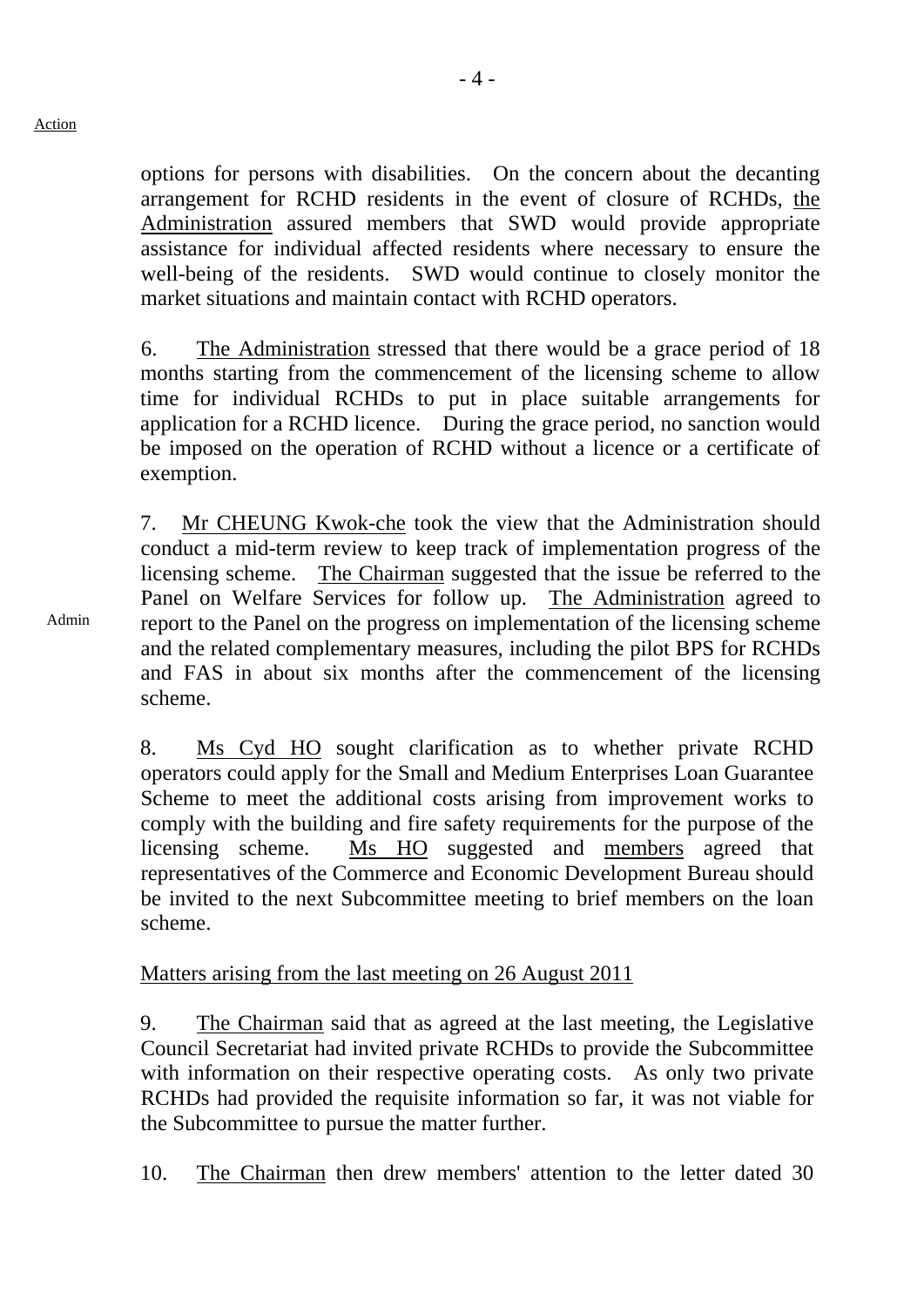Action

options for persons with disabilities. On the concern about the decanting arrangement for RCHD residents in the event of closure of RCHDs, the Administration assured members that SWD would provide appropriate assistance for individual affected residents where necessary to ensure the well-being of the residents. SWD would continue to closely monitor the market situations and maintain contact with RCHD operators.

6. The Administration stressed that there would be a grace period of 18 months starting from the commencement of the licensing scheme to allow time for individual RCHDs to put in place suitable arrangements for application for a RCHD licence. During the grace period, no sanction would be imposed on the operation of RCHD without a licence or a certificate of exemption.

7. Mr CHEUNG Kwok-che took the view that the Administration should conduct a mid-term review to keep track of implementation progress of the licensing scheme. The Chairman suggested that the issue be referred to the Panel on Welfare Services for follow up. The Administration agreed to report to the Panel on the progress on implementation of the licensing scheme and the related complementary measures, including the pilot BPS for RCHDs and FAS in about six months after the commencement of the licensing scheme.

Admin

8. Ms Cyd HO sought clarification as to whether private RCHD operators could apply for the Small and Medium Enterprises Loan Guarantee Scheme to meet the additional costs arising from improvement works to comply with the building and fire safety requirements for the purpose of the licensing scheme. Ms HO suggested and members agreed that representatives of the Commerce and Economic Development Bureau should be invited to the next Subcommittee meeting to brief members on the loan scheme.

Matters arising from the last meeting on 26 August 2011

9. The Chairman said that as agreed at the last meeting, the Legislative Council Secretariat had invited private RCHDs to provide the Subcommittee with information on their respective operating costs. As only two private RCHDs had provided the requisite information so far, it was not viable for the Subcommittee to pursue the matter further.

10. The Chairman then drew members' attention to the letter dated 30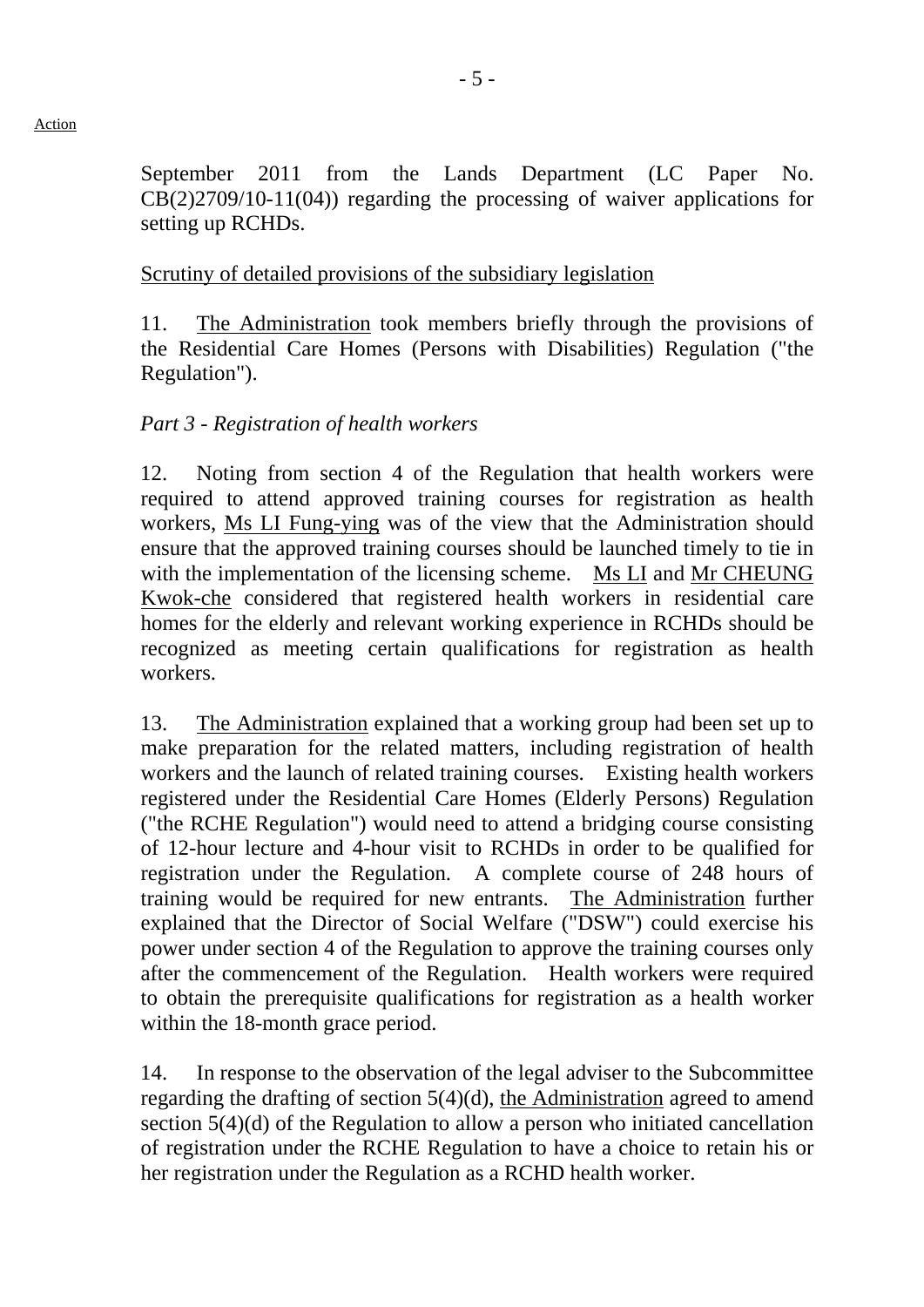September 2011 from the Lands Department (LC Paper No. CB(2)2709/10-11(04)) regarding the processing of waiver applications for setting up RCHDs.

Scrutiny of detailed provisions of the subsidiary legislation

11. The Administration took members briefly through the provisions of the Residential Care Homes (Persons with Disabilities) Regulation ("the Regulation").

*Part 3 - Registration of health workers*

12. Noting from section 4 of the Regulation that health workers were required to attend approved training courses for registration as health workers, Ms LI Fung-ying was of the view that the Administration should ensure that the approved training courses should be launched timely to tie in with the implementation of the licensing scheme. Ms LI and Mr CHEUNG Kwok-che considered that registered health workers in residential care homes for the elderly and relevant working experience in RCHDs should be recognized as meeting certain qualifications for registration as health workers.

13. The Administration explained that a working group had been set up to make preparation for the related matters, including registration of health workers and the launch of related training courses. Existing health workers registered under the Residential Care Homes (Elderly Persons) Regulation ("the RCHE Regulation") would need to attend a bridging course consisting of 12-hour lecture and 4-hour visit to RCHDs in order to be qualified for registration under the Regulation. A complete course of 248 hours of training would be required for new entrants. The Administration further explained that the Director of Social Welfare ("DSW") could exercise his power under section 4 of the Regulation to approve the training courses only after the commencement of the Regulation. Health workers were required to obtain the prerequisite qualifications for registration as a health worker within the 18-month grace period.

14. In response to the observation of the legal adviser to the Subcommittee regarding the drafting of section 5(4)(d), the Administration agreed to amend section 5(4)(d) of the Regulation to allow a person who initiated cancellation of registration under the RCHE Regulation to have a choice to retain his or her registration under the Regulation as a RCHD health worker.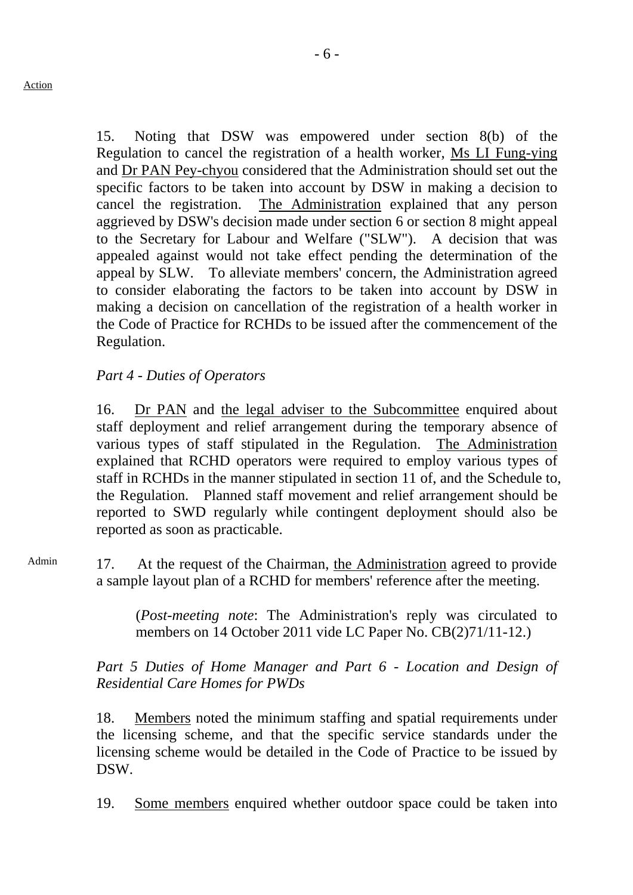Action

15. Noting that DSW was empowered under section 8(b) of the Regulation to cancel the registration of a health worker, Ms LI Fung-ying and Dr PAN Pey-chyou considered that the Administration should set out the specific factors to be taken into account by DSW in making a decision to cancel the registration. The Administration explained that any person aggrieved by DSW's decision made under section 6 or section 8 might appeal to the Secretary for Labour and Welfare ("SLW"). A decision that was appealed against would not take effect pending the determination of the appeal by SLW. To alleviate members' concern, the Administration agreed to consider elaborating the factors to be taken into account by DSW in making a decision on cancellation of the registration of a health worker in the Code of Practice for RCHDs to be issued after the commencement of the Regulation.

*Part 4 - Duties of Operators*

16. Dr PAN and the legal adviser to the Subcommittee enquired about staff deployment and relief arrangement during the temporary absence of various types of staff stipulated in the Regulation. The Administration explained that RCHD operators were required to employ various types of staff in RCHDs in the manner stipulated in section 11 of, and the Schedule to, the Regulation. Planned staff movement and relief arrangement should be reported to SWD regularly while contingent deployment should also be reported as soon as practicable.

Admin

17. At the request of the Chairman, the Administration agreed to provide a sample layout plan of a RCHD for members' reference after the meeting.

> (*Post-meeting note*: The Administration's reply was circulated to members on 14 October 2011 vide LC Paper No. CB(2)71/11-12.)

*Part 5 Duties of Home Manager and Part 6 - Location and Design of Residential Care Homes for PWDs*

18. Members noted the minimum staffing and spatial requirements under the licensing scheme, and that the specific service standards under the licensing scheme would be detailed in the Code of Practice to be issued by DSW.

19. Some members enquired whether outdoor space could be taken into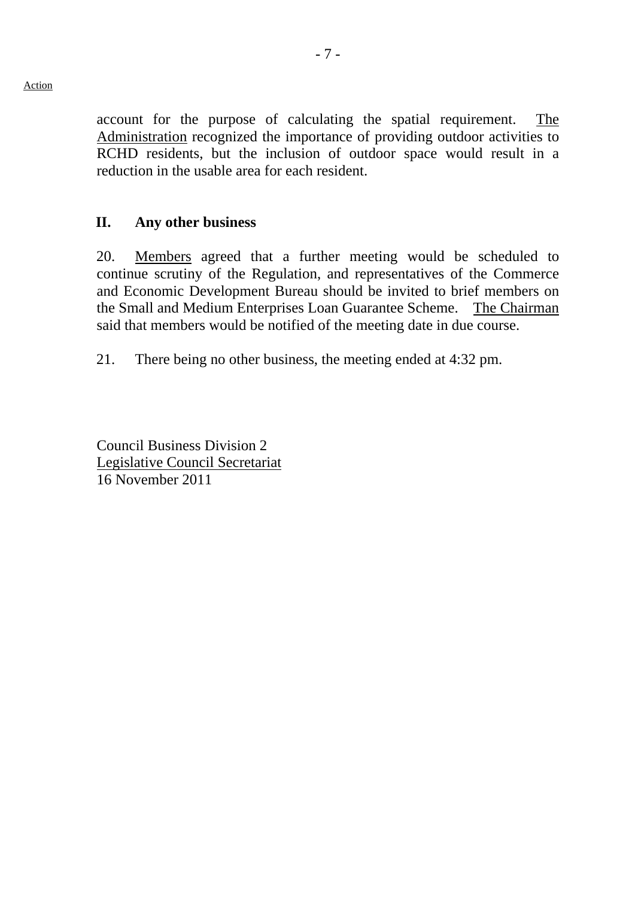Action

account for the purpose of calculating the spatial requirement. The Administration recognized the importance of providing outdoor activities to RCHD residents, but the inclusion of outdoor space would result in a reduction in the usable area for each resident.

## II. Any other business

20. Members agreed that a further meeting would be scheduled to continue scrutiny of the Regulation, and representatives of the Commerce and Economic Development Bureau should be invited to brief members on the Small and Medium Enterprises Loan Guarantee Scheme. The Chairman said that members would be notified of the meeting date in due course.

21. There being no other business, the meeting ended at 4:32 pm.

Council Business Division 2
Legislative Council Secretariat
16 November 2011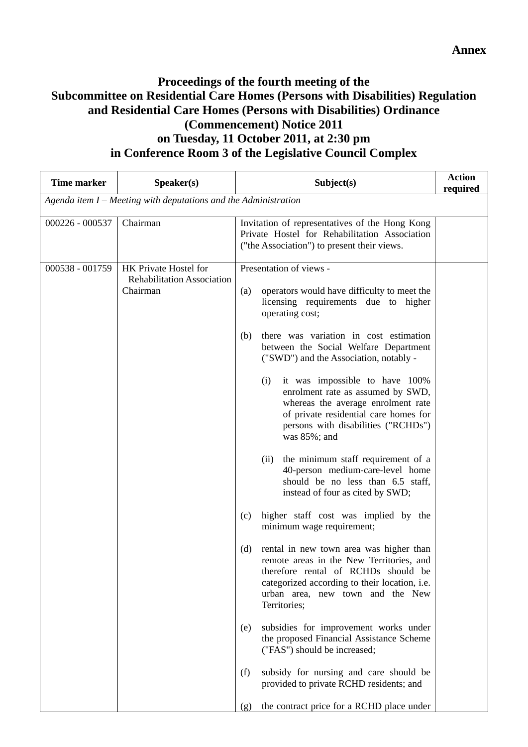**Annex**

**Proceedings of the fourth meeting of the Subcommittee on Residential Care Homes (Persons with Disabilities) Regulation and Residential Care Homes (Persons with Disabilities) Ordinance (Commencement) Notice 2011 on Tuesday, 11 October 2011, at 2:30 pm in Conference Room 3 of the Legislative Council Complex**

| Time marker | Speaker(s) | Subject(s) | Action required |
|---|---|---|---|
| *Agenda item I – Meeting with deputations and the Administration* | | | |
| 000226 - 000537 | Chairman | Invitation of representatives of the Hong Kong Private Hostel for Rehabilitation Association ("the Association") to present their views. | |
| 000538 - 001759 | HK Private Hostel for Rehabilitation Association<br>Chairman | Presentation of views -<br><br>(a) operators would have difficulty to meet the licensing requirements due to higher operating cost;<br><br>(b) there was variation in cost estimation between the Social Welfare Department ("SWD") and the Association, notably -<br><br>(i) it was impossible to have 100% enrolment rate as assumed by SWD, whereas the average enrolment rate of private residential care homes for persons with disabilities ("RCHDs") was 85%; and<br><br>(ii) the minimum staff requirement of a 40-person medium-care-level home should be no less than 6.5 staff, instead of four as cited by SWD;<br><br>(c) higher staff cost was implied by the minimum wage requirement;<br><br>(d) rental in new town area was higher than remote areas in the New Territories, and therefore rental of RCHDs should be categorized according to their location, i.e. urban area, new town and the New Territories;<br><br>(e) subsidies for improvement works under the proposed Financial Assistance Scheme ("FAS") should be increased;<br><br>(f) subsidy for nursing and care should be provided to private RCHD residents; and<br><br>(g) the contract price for a RCHD place under | |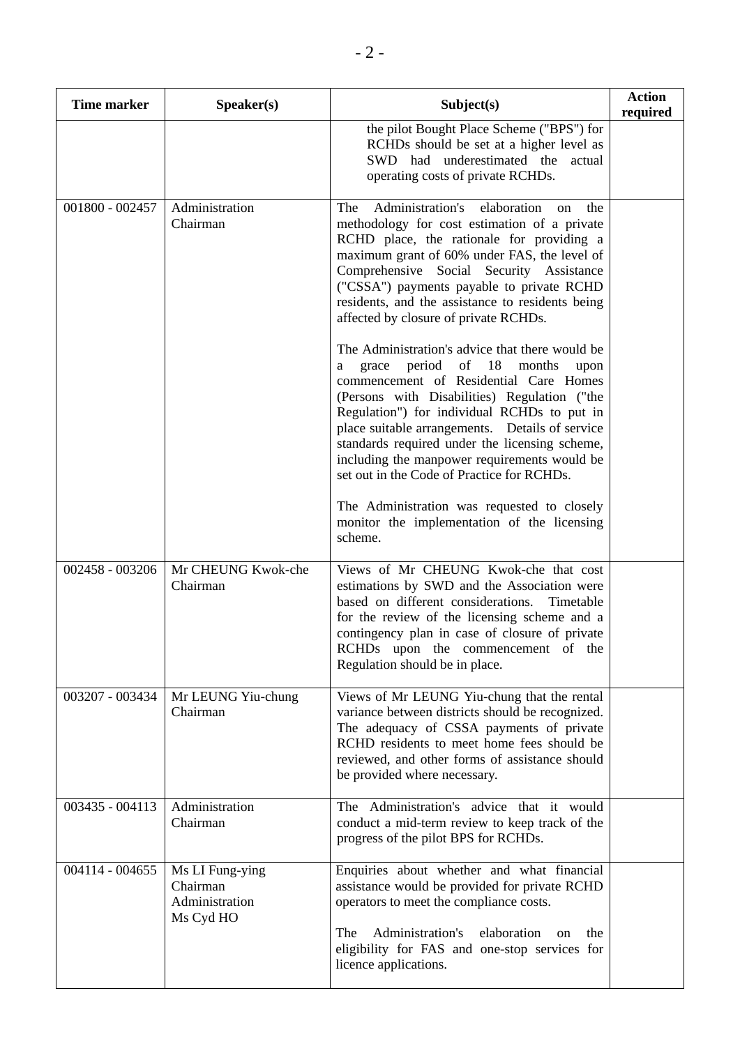| Time marker | Speaker(s) | Subject(s) | Action required |
|---|---|---|---|
| | | the pilot Bought Place Scheme ("BPS") for RCHDs should be set at a higher level as SWD had underestimated the actual operating costs of private RCHDs. | |
| 001800 - 002457 | Administration<br>Chairman | The Administration's elaboration on the methodology for cost estimation of a private RCHD place, the rationale for providing a maximum grant of 60% under FAS, the level of Comprehensive Social Security Assistance ("CSSA") payments payable to private RCHD residents, and the assistance to residents being affected by closure of private RCHDs.<br><br>The Administration's advice that there would be a grace period of 18 months upon commencement of Residential Care Homes (Persons with Disabilities) Regulation ("the Regulation") for individual RCHDs to put in place suitable arrangements. Details of service standards required under the licensing scheme, including the manpower requirements would be set out in the Code of Practice for RCHDs.<br><br>The Administration was requested to closely monitor the implementation of the licensing scheme. | |
| 002458 - 003206 | Mr CHEUNG Kwok-che<br>Chairman | Views of Mr CHEUNG Kwok-che that cost estimations by SWD and the Association were based on different considerations. Timetable for the review of the licensing scheme and a contingency plan in case of closure of private RCHDs upon the commencement of the Regulation should be in place. | |
| 003207 - 003434 | Mr LEUNG Yiu-chung<br>Chairman | Views of Mr LEUNG Yiu-chung that the rental variance between districts should be recognized. The adequacy of CSSA payments of private RCHD residents to meet home fees should be reviewed, and other forms of assistance should be provided where necessary. | |
| 003435 - 004113 | Administration<br>Chairman | The Administration's advice that it would conduct a mid-term review to keep track of the progress of the pilot BPS for RCHDs. | |
| 004114 - 004655 | Ms LI Fung-ying<br>Chairman<br>Administration<br>Ms Cyd HO | Enquiries about whether and what financial assistance would be provided for private RCHD operators to meet the compliance costs.<br><br>The Administration's elaboration on the eligibility for FAS and one-stop services for licence applications. | |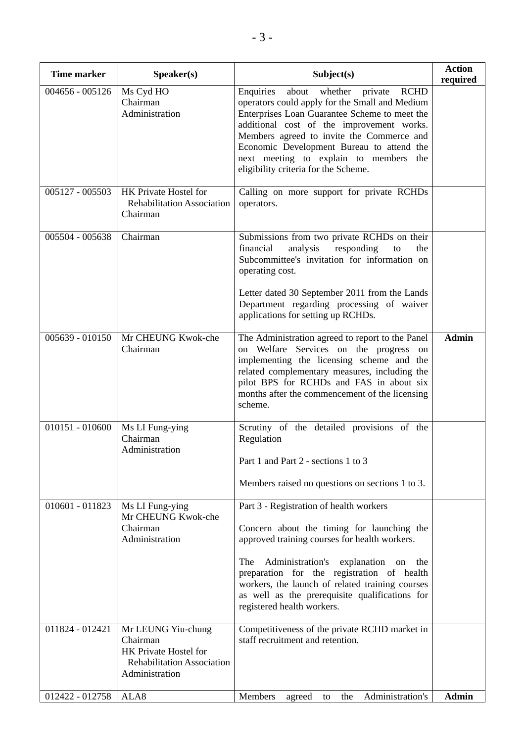| Time marker | Speaker(s) | Subject(s) | Action required |
|---|---|---|---|
| 004656 - 005126 | Ms Cyd HO<br>Chairman<br>Administration | Enquiries about whether private RCHD operators could apply for the Small and Medium Enterprises Loan Guarantee Scheme to meet the additional cost of the improvement works. Members agreed to invite the Commerce and Economic Development Bureau to attend the next meeting to explain to members the eligibility criteria for the Scheme. | |
| 005127 - 005503 | HK Private Hostel for Rehabilitation Association<br>Chairman | Calling on more support for private RCHDs operators. | |
| 005504 - 005638 | Chairman | Submissions from two private RCHDs on their financial analysis responding to the Subcommittee's invitation for information on operating cost.<br><br>Letter dated 30 September 2011 from the Lands Department regarding processing of waiver applications for setting up RCHDs. | |
| 005639 - 010150 | Mr CHEUNG Kwok-che<br>Chairman | The Administration agreed to report to the Panel on Welfare Services on the progress on implementing the licensing scheme and the related complementary measures, including the pilot BPS for RCHDs and FAS in about six months after the commencement of the licensing scheme. | **Admin** |
| 010151 - 010600 | Ms LI Fung-ying<br>Chairman<br>Administration | Scrutiny of the detailed provisions of the Regulation<br><br>Part 1 and Part 2 - sections 1 to 3<br><br>Members raised no questions on sections 1 to 3. | |
| 010601 - 011823 | Ms LI Fung-ying<br>Mr CHEUNG Kwok-che<br>Chairman<br>Administration | Part 3 - Registration of health workers<br><br>Concern about the timing for launching the approved training courses for health workers.<br><br>The Administration's explanation on the preparation for the registration of health workers, the launch of related training courses as well as the prerequisite qualifications for registered health workers. | |
| 011824 - 012421 | Mr LEUNG Yiu-chung<br>Chairman<br>HK Private Hostel for Rehabilitation Association<br>Administration | Competitiveness of the private RCHD market in staff recruitment and retention. | |
| 012422 - 012758 | ALA8 | Members agreed to the Administration's | **Admin** |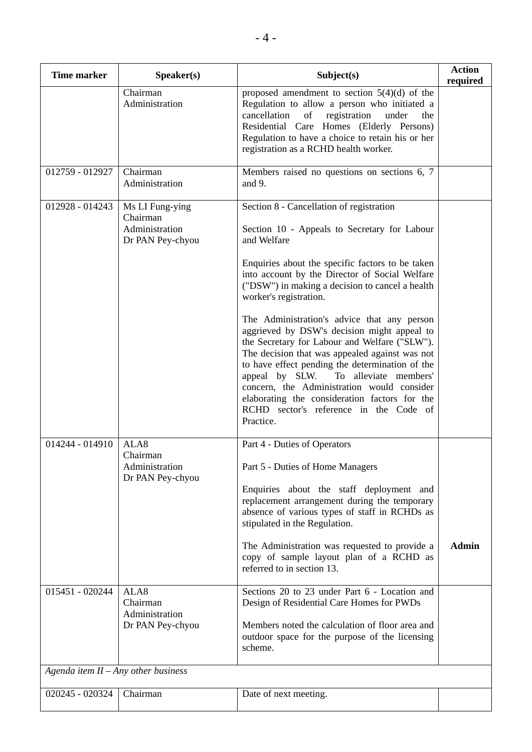| Time marker | Speaker(s) | Subject(s) | Action required |
|---|---|---|---|
| | Chairman<br>Administration | proposed amendment to section 5(4)(d) of the Regulation to allow a person who initiated a cancellation of registration under the Residential Care Homes (Elderly Persons) Regulation to have a choice to retain his or her registration as a RCHD health worker. | |
| 012759 - 012927 | Chairman<br>Administration | Members raised no questions on sections 6, 7 and 9. | |
| 012928 - 014243 | Ms LI Fung-ying<br>Chairman<br>Administration<br>Dr PAN Pey-chyou | Section 8 - Cancellation of registration<br><br>Section 10 - Appeals to Secretary for Labour and Welfare<br><br>Enquiries about the specific factors to be taken into account by the Director of Social Welfare ("DSW") in making a decision to cancel a health worker's registration.<br><br>The Administration's advice that any person aggrieved by DSW's decision might appeal to the Secretary for Labour and Welfare ("SLW"). The decision that was appealed against was not to have effect pending the determination of the appeal by SLW. To alleviate members' concern, the Administration would consider elaborating the consideration factors for the RCHD sector's reference in the Code of Practice. | |
| 014244 - 014910 | ALA8<br>Chairman<br>Administration<br>Dr PAN Pey-chyou | Part 4 - Duties of Operators<br><br>Part 5 - Duties of Home Managers<br><br>Enquiries about the staff deployment and replacement arrangement during the temporary absence of various types of staff in RCHDs as stipulated in the Regulation.<br><br>The Administration was requested to provide a copy of sample layout plan of a RCHD as referred to in section 13. | **Admin** |
| 015451 - 020244 | ALA8<br>Chairman<br>Administration<br>Dr PAN Pey-chyou | Sections 20 to 23 under Part 6 - Location and Design of Residential Care Homes for PWDs<br><br>Members noted the calculation of floor area and outdoor space for the purpose of the licensing scheme. | |
| *Agenda item II – Any other business* | | | |
| 020245 - 020324 | Chairman | Date of next meeting. | |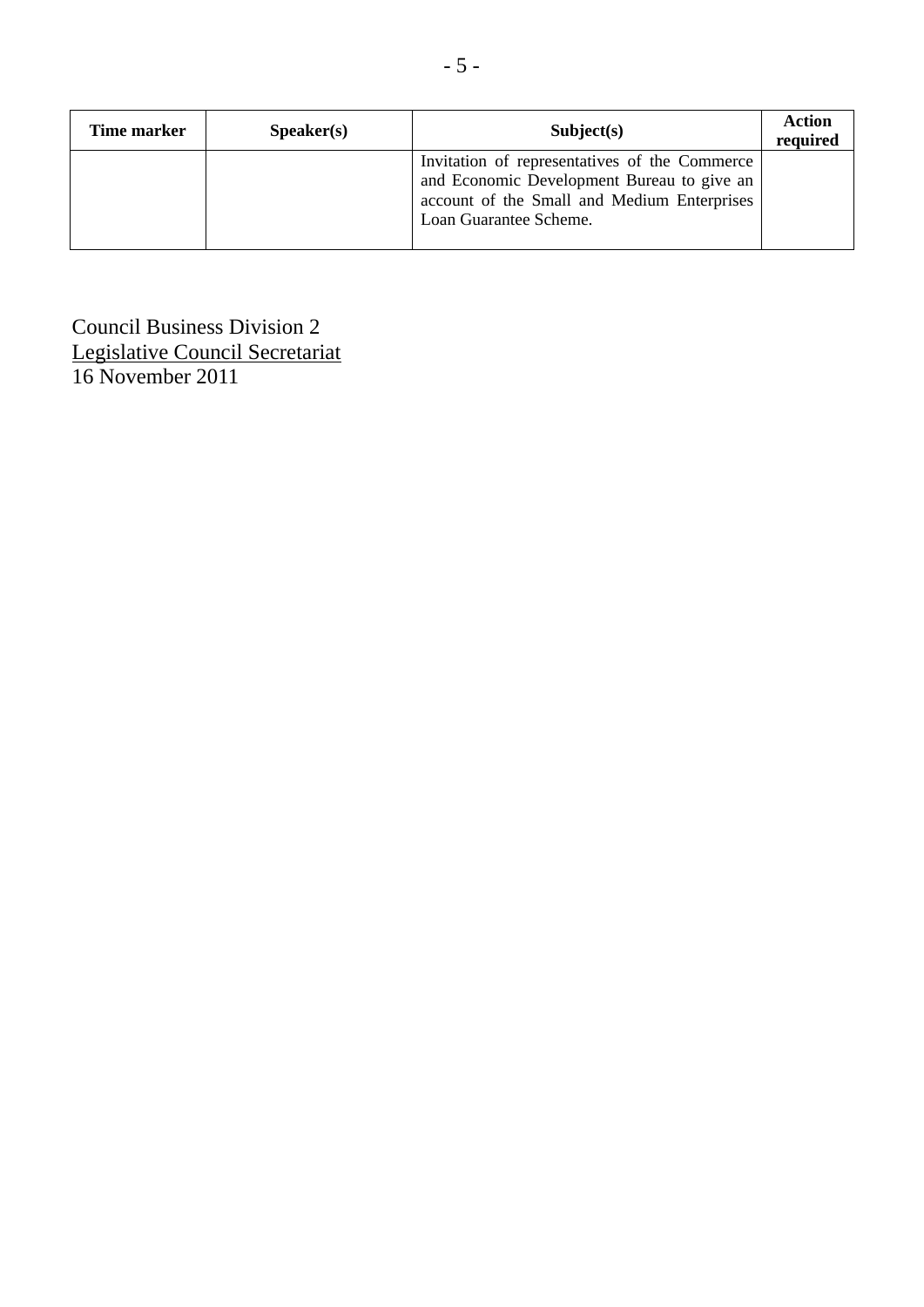| Time marker | Speaker(s) | Subject(s) | Action required |
|---|---|---|---|
| | | Invitation of representatives of the Commerce and Economic Development Bureau to give an account of the Small and Medium Enterprises Loan Guarantee Scheme. | |

Council Business Division 2
Legislative Council Secretariat
16 November 2011